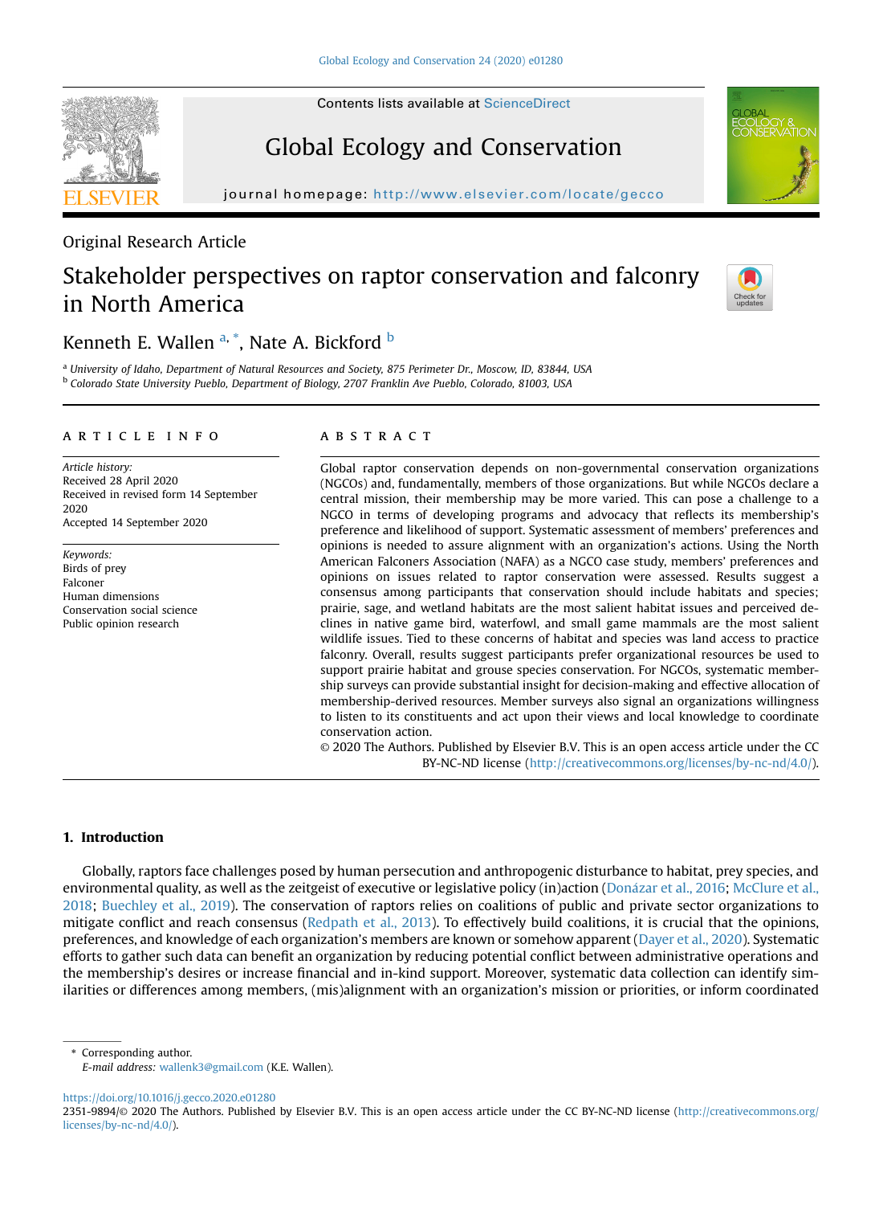Original Research Article

# Stakeholder perspectives on raptor conservation and falconry in North America

Kenneth E. Wallen [a,*], Nate A. Bickford [b]

[a] University of Idaho, Department of Natural Resources and Society, 875 Perimeter Dr., Moscow, ID, 83844, USA
[b] Colorado State University Pueblo, Department of Biology, 2707 Franklin Ave Pueblo, Colorado, 81003, USA

## ARTICLE INFO

*Article history:*
Received 28 April 2020
Received in revised form 14 September 2020
Accepted 14 September 2020

*Keywords:*
Birds of prey
Falconer
Human dimensions
Conservation social science
Public opinion research

## ABSTRACT

Global raptor conservation depends on non-governmental conservation organizations (NGCOs) and, fundamentally, members of those organizations. But while NGCOs declare a central mission, their membership may be more varied. This can pose a challenge to a NGCO in terms of developing programs and advocacy that reflects its membership's preference and likelihood of support. Systematic assessment of members' preferences and opinions is needed to assure alignment with an organization's actions. Using the North American Falconers Association (NAFA) as a NGCO case study, members' preferences and opinions on issues related to raptor conservation were assessed. Results suggest a consensus among participants that conservation should include habitats and species; prairie, sage, and wetland habitats are the most salient habitat issues and perceived declines in native game bird, waterfowl, and small game mammals are the most salient wildlife issues. Tied to these concerns of habitat and species was land access to practice falconry. Overall, results suggest participants prefer organizational resources be used to support prairie habitat and grouse species conservation. For NGCOs, systematic membership surveys can provide substantial insight for decision-making and effective allocation of membership-derived resources. Member surveys also signal an organizations willingness to listen to its constituents and act upon their views and local knowledge to coordinate conservation action.

© 2020 The Authors. Published by Elsevier B.V. This is an open access article under the CC BY-NC-ND license (http://creativecommons.org/licenses/by-nc-nd/4.0/).

## 1. Introduction

Globally, raptors face challenges posed by human persecution and anthropogenic disturbance to habitat, prey species, and environmental quality, as well as the zeitgeist of executive or legislative policy (in)action (Donázar et al., 2016; McClure et al., 2018; Buechley et al., 2019). The conservation of raptors relies on coalitions of public and private sector organizations to mitigate conflict and reach consensus (Redpath et al., 2013). To effectively build coalitions, it is crucial that the opinions, preferences, and knowledge of each organization's members are known or somehow apparent (Dayer et al., 2020). Systematic efforts to gather such data can benefit an organization by reducing potential conflict between administrative operations and the membership's desires or increase financial and in-kind support. Moreover, systematic data collection can identify similarities or differences among members, (mis)alignment with an organization's mission or priorities, or inform coordinated

* Corresponding author.
*E-mail address:* wallenk3@gmail.com (K.E. Wallen).

https://doi.org/10.1016/j.gecco.2020.e01280
2351-9894/© 2020 The Authors. Published by Elsevier B.V. This is an open access article under the CC BY-NC-ND license (http://creativecommons.org/licenses/by-nc-nd/4.0/).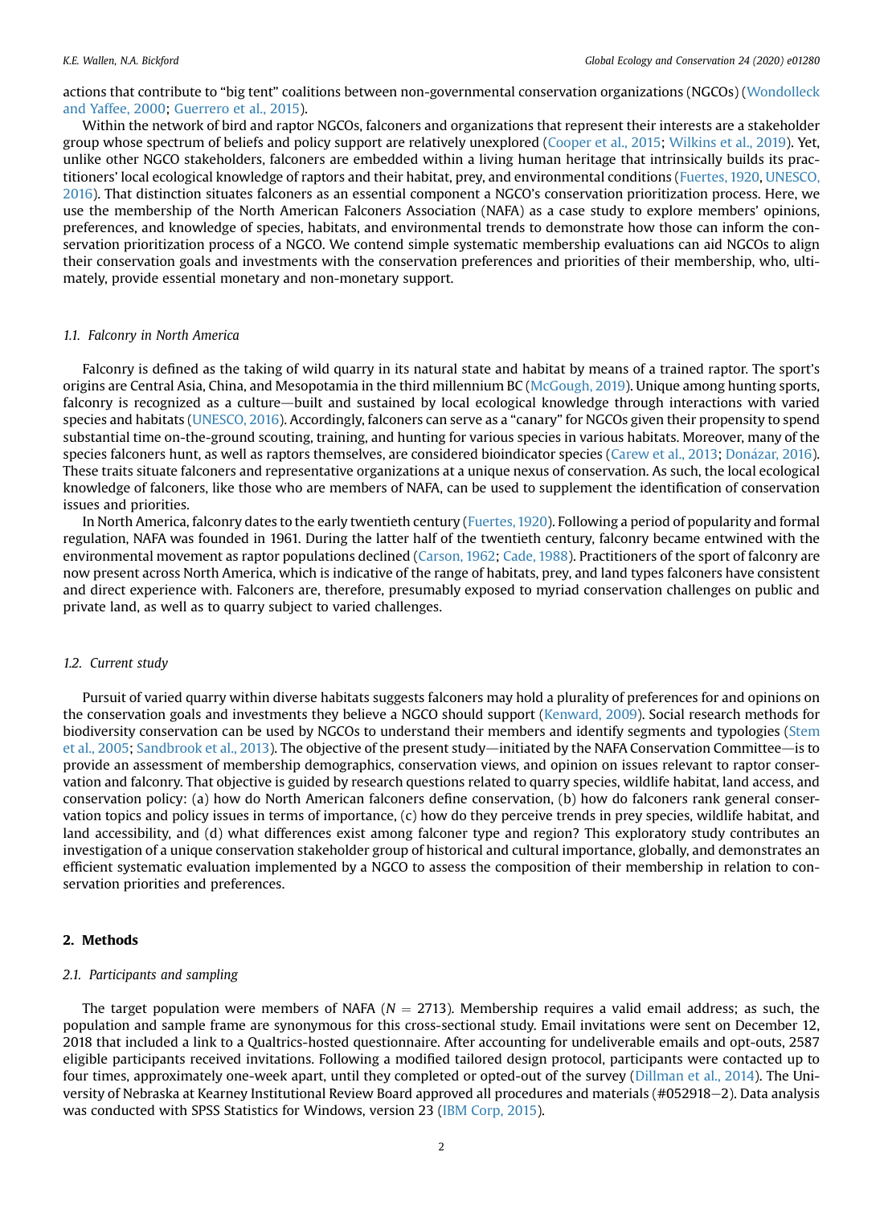actions that contribute to "big tent" coalitions between non-governmental conservation organizations (NGCOs) (Wondolleck and Yaffee, 2000; Guerrero et al., 2015).

Within the network of bird and raptor NGCOs, falconers and organizations that represent their interests are a stakeholder group whose spectrum of beliefs and policy support are relatively unexplored (Cooper et al., 2015; Wilkins et al., 2019). Yet, unlike other NGCO stakeholders, falconers are embedded within a living human heritage that intrinsically builds its practitioners' local ecological knowledge of raptors and their habitat, prey, and environmental conditions (Fuertes, 1920, UNESCO, 2016). That distinction situates falconers as an essential component a NGCO's conservation prioritization process. Here, we use the membership of the North American Falconers Association (NAFA) as a case study to explore members' opinions, preferences, and knowledge of species, habitats, and environmental trends to demonstrate how those can inform the conservation prioritization process of a NGCO. We contend simple systematic membership evaluations can aid NGCOs to align their conservation goals and investments with the conservation preferences and priorities of their membership, who, ultimately, provide essential monetary and non-monetary support.

### 1.1. Falconry in North America

Falconry is defined as the taking of wild quarry in its natural state and habitat by means of a trained raptor. The sport's origins are Central Asia, China, and Mesopotamia in the third millennium BC (McGough, 2019). Unique among hunting sports, falconry is recognized as a culture—built and sustained by local ecological knowledge through interactions with varied species and habitats (UNESCO, 2016). Accordingly, falconers can serve as a "canary" for NGCOs given their propensity to spend substantial time on-the-ground scouting, training, and hunting for various species in various habitats. Moreover, many of the species falconers hunt, as well as raptors themselves, are considered bioindicator species (Carew et al., 2013; Donázar, 2016). These traits situate falconers and representative organizations at a unique nexus of conservation. As such, the local ecological knowledge of falconers, like those who are members of NAFA, can be used to supplement the identification of conservation issues and priorities.

In North America, falconry dates to the early twentieth century (Fuertes, 1920). Following a period of popularity and formal regulation, NAFA was founded in 1961. During the latter half of the twentieth century, falconry became entwined with the environmental movement as raptor populations declined (Carson, 1962; Cade, 1988). Practitioners of the sport of falconry are now present across North America, which is indicative of the range of habitats, prey, and land types falconers have consistent and direct experience with. Falconers are, therefore, presumably exposed to myriad conservation challenges on public and private land, as well as to quarry subject to varied challenges.

### 1.2. Current study

Pursuit of varied quarry within diverse habitats suggests falconers may hold a plurality of preferences for and opinions on the conservation goals and investments they believe a NGCO should support (Kenward, 2009). Social research methods for biodiversity conservation can be used by NGCOs to understand their members and identify segments and typologies (Stem et al., 2005; Sandbrook et al., 2013). The objective of the present study—initiated by the NAFA Conservation Committee—is to provide an assessment of membership demographics, conservation views, and opinion on issues relevant to raptor conservation and falconry. That objective is guided by research questions related to quarry species, wildlife habitat, land access, and conservation policy: (a) how do North American falconers define conservation, (b) how do falconers rank general conservation topics and policy issues in terms of importance, (c) how do they perceive trends in prey species, wildlife habitat, and land accessibility, and (d) what differences exist among falconer type and region? This exploratory study contributes an investigation of a unique conservation stakeholder group of historical and cultural importance, globally, and demonstrates an efficient systematic evaluation implemented by a NGCO to assess the composition of their membership in relation to conservation priorities and preferences.

## 2. Methods

### 2.1. Participants and sampling

The target population were members of NAFA ($N = 2713$). Membership requires a valid email address; as such, the population and sample frame are synonymous for this cross-sectional study. Email invitations were sent on December 12, 2018 that included a link to a Qualtrics-hosted questionnaire. After accounting for undeliverable emails and opt-outs, 2587 eligible participants received invitations. Following a modified tailored design protocol, participants were contacted up to four times, approximately one-week apart, until they completed or opted-out of the survey (Dillman et al., 2014). The University of Nebraska at Kearney Institutional Review Board approved all procedures and materials (#052918–2). Data analysis was conducted with SPSS Statistics for Windows, version 23 (IBM Corp, 2015).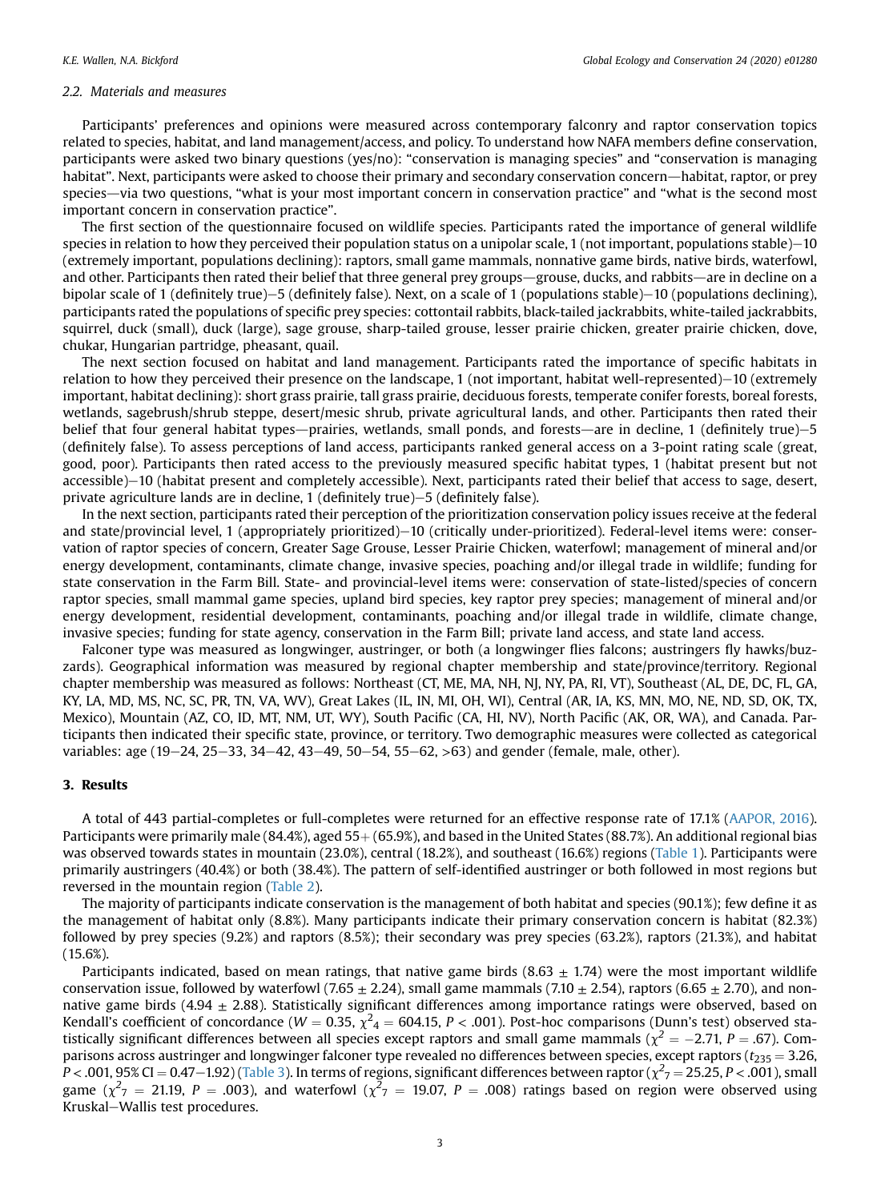### 2.2. Materials and measures

Participants' preferences and opinions were measured across contemporary falconry and raptor conservation topics related to species, habitat, and land management/access, and policy. To understand how NAFA members define conservation, participants were asked two binary questions (yes/no): "conservation is managing species" and "conservation is managing habitat". Next, participants were asked to choose their primary and secondary conservation concern—habitat, raptor, or prey species—via two questions, "what is your most important concern in conservation practice" and "what is the second most important concern in conservation practice".

The first section of the questionnaire focused on wildlife species. Participants rated the importance of general wildlife species in relation to how they perceived their population status on a unipolar scale, 1 (not important, populations stable)–10 (extremely important, populations declining): raptors, small game mammals, nonnative game birds, native birds, waterfowl, and other. Participants then rated their belief that three general prey groups—grouse, ducks, and rabbits—are in decline on a bipolar scale of 1 (definitely true)–5 (definitely false). Next, on a scale of 1 (populations stable)–10 (populations declining), participants rated the populations of specific prey species: cottontail rabbits, black-tailed jackrabbits, white-tailed jackrabbits, squirrel, duck (small), duck (large), sage grouse, sharp-tailed grouse, lesser prairie chicken, greater prairie chicken, dove, chukar, Hungarian partridge, pheasant, quail.

The next section focused on habitat and land management. Participants rated the importance of specific habitats in relation to how they perceived their presence on the landscape, 1 (not important, habitat well-represented)–10 (extremely important, habitat declining): short grass prairie, tall grass prairie, deciduous forests, temperate conifer forests, boreal forests, wetlands, sagebrush/shrub steppe, desert/mesic shrub, private agricultural lands, and other. Participants then rated their belief that four general habitat types—prairies, wetlands, small ponds, and forests—are in decline, 1 (definitely true)–5 (definitely false). To assess perceptions of land access, participants ranked general access on a 3-point rating scale (great, good, poor). Participants then rated access to the previously measured specific habitat types, 1 (habitat present but not accessible)–10 (habitat present and completely accessible). Next, participants rated their belief that access to sage, desert, private agriculture lands are in decline, 1 (definitely true)–5 (definitely false).

In the next section, participants rated their perception of the prioritization conservation policy issues receive at the federal and state/provincial level, 1 (appropriately prioritized)–10 (critically under-prioritized). Federal-level items were: conservation of raptor species of concern, Greater Sage Grouse, Lesser Prairie Chicken, waterfowl; management of mineral and/or energy development, contaminants, climate change, invasive species, poaching and/or illegal trade in wildlife; funding for state conservation in the Farm Bill. State- and provincial-level items were: conservation of state-listed/species of concern raptor species, small mammal game species, upland bird species, key raptor prey species; management of mineral and/or energy development, residential development, contaminants, poaching and/or illegal trade in wildlife, climate change, invasive species; funding for state agency, conservation in the Farm Bill; private land access, and state land access.

Falconer type was measured as longwinger, austringer, or both (a longwinger flies falcons; austringers fly hawks/buzzards). Geographical information was measured by regional chapter membership and state/province/territory. Regional chapter membership was measured as follows: Northeast (CT, ME, MA, NH, NJ, NY, PA, RI, VT), Southeast (AL, DE, DC, FL, GA, KY, LA, MD, MS, NC, SC, PR, TN, VA, WV), Great Lakes (IL, IN, MI, OH, WI), Central (AR, IA, KS, MN, MO, NE, ND, SD, OK, TX, Mexico), Mountain (AZ, CO, ID, MT, NM, UT, WY), South Pacific (CA, HI, NV), North Pacific (AK, OR, WA), and Canada. Participants then indicated their specific state, province, or territory. Two demographic measures were collected as categorical variables: age (19–24, 25–33, 34–42, 43–49, 50–54, 55–62, >63) and gender (female, male, other).

## 3. Results

A total of 443 partial-completes or full-completes were returned for an effective response rate of 17.1% (AAPOR, 2016). Participants were primarily male (84.4%), aged 55+ (65.9%), and based in the United States (88.7%). An additional regional bias was observed towards states in mountain (23.0%), central (18.2%), and southeast (16.6%) regions (Table 1). Participants were primarily austringers (40.4%) or both (38.4%). The pattern of self-identified austringer or both followed in most regions but reversed in the mountain region (Table 2).

The majority of participants indicate conservation is the management of both habitat and species (90.1%); few define it as the management of habitat only (8.8%). Many participants indicate their primary conservation concern is habitat (82.3%) followed by prey species (9.2%) and raptors (8.5%); their secondary was prey species (63.2%), raptors (21.3%), and habitat (15.6%).

Participants indicated, based on mean ratings, that native game birds ($8.63 \pm 1.74$) were the most important wildlife conservation issue, followed by waterfowl ($7.65 \pm 2.24$), small game mammals ($7.10 \pm 2.54$), raptors ($6.65 \pm 2.70$), and nonnative game birds ($4.94 \pm 2.88$). Statistically significant differences among importance ratings were observed, based on Kendall's coefficient of concordance ($W = 0.35$, $\chi^2_4 = 604.15$, $P < .001$). Post-hoc comparisons (Dunn's test) observed statistically significant differences between all species except raptors and small game mammals ($\chi^2 = -2.71$, $P = .67$). Comparisons across austringer and longwinger falconer type revealed no differences between species, except raptors ($t_{235} = 3.26$, $P < .001$, 95% CI = 0.47–1.92) (Table 3). In terms of regions, significant differences between raptor ($\chi^2_7 = 25.25$, $P < .001$), small game ($\chi^2_7 = 21.19$, $P = .003$), and waterfowl ($\chi^2_7 = 19.07$, $P = .008$) ratings based on region were observed using Kruskal–Wallis test procedures.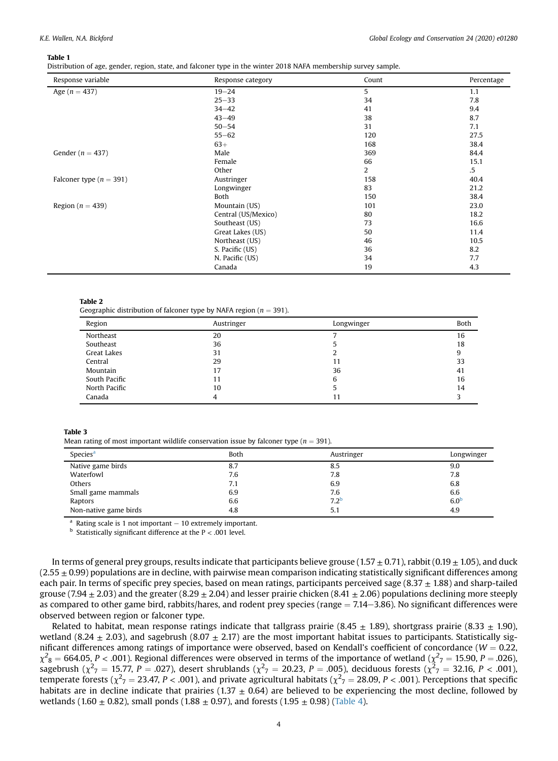**Table 1**
Distribution of age, gender, region, state, and falconer type in the winter 2018 NAFA membership survey sample.

| Response variable | Response category | Count | Percentage |
|---|---|---|---|
| Age ($n = 437$) | 19–24 | 5 | 1.1 |
| | 25–33 | 34 | 7.8 |
| | 34–42 | 41 | 9.4 |
| | 43–49 | 38 | 8.7 |
| | 50–54 | 31 | 7.1 |
| | 55–62 | 120 | 27.5 |
| | 63+ | 168 | 38.4 |
| Gender ($n = 437$) | Male | 369 | 84.4 |
| | Female | 66 | 15.1 |
| | Other | 2 | .5 |
| Falconer type ($n = 391$) | Austringer | 158 | 40.4 |
| | Longwinger | 83 | 21.2 |
| | Both | 150 | 38.4 |
| Region ($n = 439$) | Mountain (US) | 101 | 23.0 |
| | Central (US/Mexico) | 80 | 18.2 |
| | Southeast (US) | 73 | 16.6 |
| | Great Lakes (US) | 50 | 11.4 |
| | Northeast (US) | 46 | 10.5 |
| | S. Pacific (US) | 36 | 8.2 |
| | N. Pacific (US) | 34 | 7.7 |
| | Canada | 19 | 4.3 |

**Table 2**
Geographic distribution of falconer type by NAFA region ($n = 391$).

| Region | Austringer | Longwinger | Both |
|---|---|---|---|
| Northeast | 20 | 7 | 16 |
| Southeast | 36 | 5 | 18 |
| Great Lakes | 31 | 2 | 9 |
| Central | 29 | 11 | 33 |
| Mountain | 17 | 36 | 41 |
| South Pacific | 11 | 6 | 16 |
| North Pacific | 10 | 5 | 14 |
| Canada | 4 | 11 | 3 |

**Table 3**
Mean rating of most important wildlife conservation issue by falconer type ($n = 391$).

| Species[a] | Both | Austringer | Longwinger |
|---|---|---|---|
| Native game birds | 8.7 | 8.5 | 9.0 |
| Waterfowl | 7.6 | 7.8 | 7.8 |
| Others | 7.1 | 6.9 | 6.8 |
| Small game mammals | 6.9 | 7.6 | 6.6 |
| Raptors | 6.6 | 7.2[b] | 6.0[b] |
| Non-native game birds | 4.8 | 5.1 | 4.9 |

[a] Rating scale is 1 not important − 10 extremely important.
[b] Statistically significant difference at the P < .001 level.

In terms of general prey groups, results indicate that participants believe grouse (1.57 ± 0.71), rabbit (0.19 ± 1.05), and duck (2.55 ± 0.99) populations are in decline, with pairwise mean comparison indicating statistically significant differences among each pair. In terms of specific prey species, based on mean ratings, participants perceived sage (8.37 ± 1.88) and sharp-tailed grouse (7.94 ± 2.03) and the greater (8.29 ± 2.04) and lesser prairie chicken (8.41 ± 2.06) populations declining more steeply as compared to other game bird, rabbits/hares, and rodent prey species (range = 7.14–3.86). No significant differences were observed between region or falconer type.

Related to habitat, mean response ratings indicate that tallgrass prairie (8.45 ± 1.89), shortgrass prairie (8.33 ± 1.90), wetland (8.24 ± 2.03), and sagebrush (8.07 ± 2.17) are the most important habitat issues to participants. Statistically significant differences among ratings of importance were observed, based on Kendall's coefficient of concordance ($W = 0.22$, $\chi^2_8 = 664.05$, $P < .001$). Regional differences were observed in terms of the importance of wetland ($\chi^2_7 = 15.90$, $P = .026$), sagebrush ($\chi^2_7 = 15.77$, $P = .027$), desert shrublands ($\chi^2_7 = 20.23$, $P = .005$), deciduous forests ($\chi^2_7 = 32.16$, $P < .001$), temperate forests ($\chi^2_7 = 23.47$, $P < .001$), and private agricultural habitats ($\chi^2_7 = 28.09$, $P < .001$). Perceptions that specific habitats are in decline indicate that prairies (1.37 ± 0.64) are believed to be experiencing the most decline, followed by wetlands (1.60 ± 0.82), small ponds (1.88 ± 0.97), and forests (1.95 ± 0.98) (Table 4).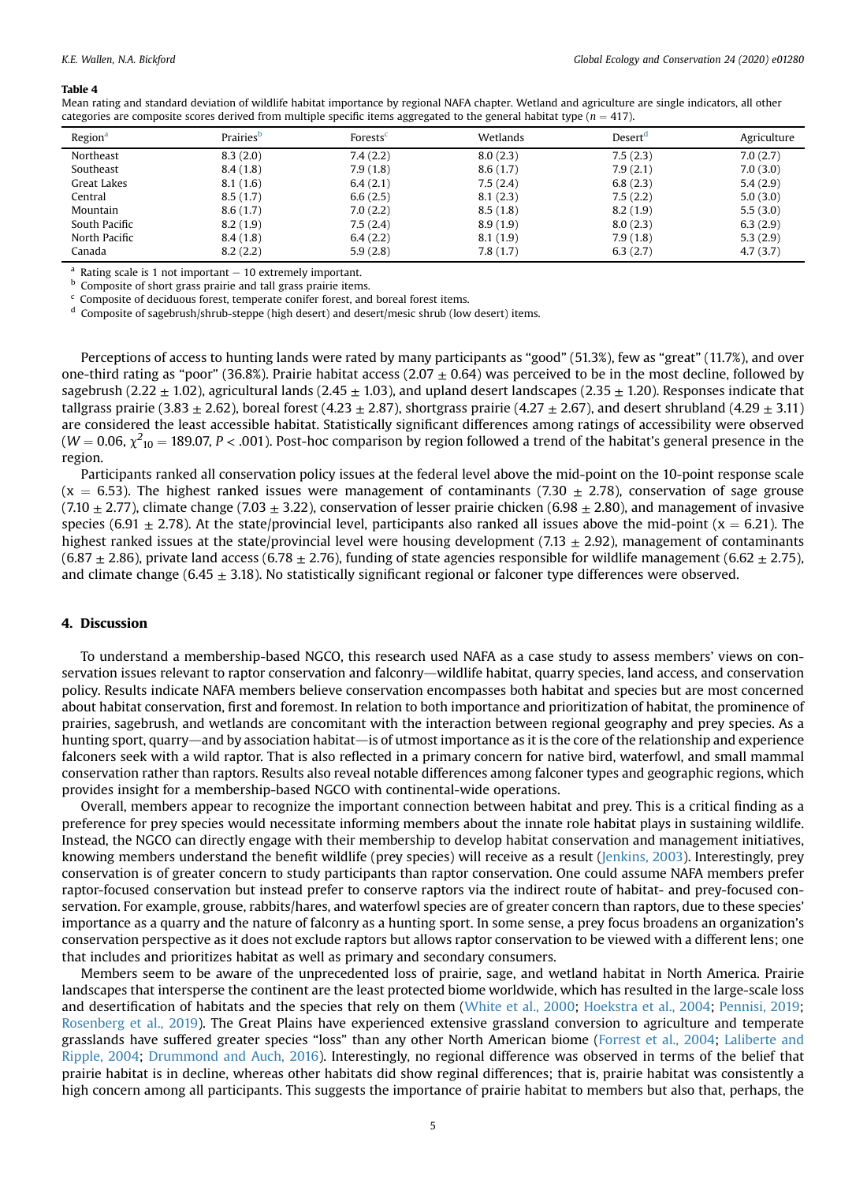**Table 4**

Mean rating and standard deviation of wildlife habitat importance by regional NAFA chapter. Wetland and agriculture are single indicators, all other categories are composite scores derived from multiple specific items aggregated to the general habitat type ($n = 417$).

| Region[a] | Prairies[b] | Forests[c] | Wetlands | Desert[d] | Agriculture |
|---|---|---|---|---|---|
| Northeast | 8.3 (2.0) | 7.4 (2.2) | 8.0 (2.3) | 7.5 (2.3) | 7.0 (2.7) |
| Southeast | 8.4 (1.8) | 7.9 (1.8) | 8.6 (1.7) | 7.9 (2.1) | 7.0 (3.0) |
| Great Lakes | 8.1 (1.6) | 6.4 (2.1) | 7.5 (2.4) | 6.8 (2.3) | 5.4 (2.9) |
| Central | 8.5 (1.7) | 6.6 (2.5) | 8.1 (2.3) | 7.5 (2.2) | 5.0 (3.0) |
| Mountain | 8.6 (1.7) | 7.0 (2.2) | 8.5 (1.8) | 8.2 (1.9) | 5.5 (3.0) |
| South Pacific | 8.2 (1.9) | 7.5 (2.4) | 8.9 (1.9) | 8.0 (2.3) | 6.3 (2.9) |
| North Pacific | 8.4 (1.8) | 6.4 (2.2) | 8.1 (1.9) | 7.9 (1.8) | 5.3 (2.9) |
| Canada | 8.2 (2.2) | 5.9 (2.8) | 7.8 (1.7) | 6.3 (2.7) | 4.7 (3.7) |

[a] Rating scale is 1 not important – 10 extremely important.
[b] Composite of short grass prairie and tall grass prairie items.
[c] Composite of deciduous forest, temperate conifer forest, and boreal forest items.
[d] Composite of sagebrush/shrub-steppe (high desert) and desert/mesic shrub (low desert) items.

Perceptions of access to hunting lands were rated by many participants as "good" (51.3%), few as "great" (11.7%), and over one-third rating as "poor" (36.8%). Prairie habitat access (2.07 ± 0.64) was perceived to be in the most decline, followed by sagebrush (2.22 ± 1.02), agricultural lands (2.45 ± 1.03), and upland desert landscapes (2.35 ± 1.20). Responses indicate that tallgrass prairie (3.83 ± 2.62), boreal forest (4.23 ± 2.87), shortgrass prairie (4.27 ± 2.67), and desert shrubland (4.29 ± 3.11) are considered the least accessible habitat. Statistically significant differences among ratings of accessibility were observed ($W = 0.06$, $\chi^2_{10} = 189.07$, $P < .001$). Post-hoc comparison by region followed a trend of the habitat's general presence in the region.

Participants ranked all conservation policy issues at the federal level above the mid-point on the 10-point response scale ($x = 6.53$). The highest ranked issues were management of contaminants (7.30 ± 2.78), conservation of sage grouse (7.10 ± 2.77), climate change (7.03 ± 3.22), conservation of lesser prairie chicken (6.98 ± 2.80), and management of invasive species (6.91 ± 2.78). At the state/provincial level, participants also ranked all issues above the mid-point ($x = 6.21$). The highest ranked issues at the state/provincial level were housing development (7.13 ± 2.92), management of contaminants (6.87 ± 2.86), private land access (6.78 ± 2.76), funding of state agencies responsible for wildlife management (6.62 ± 2.75), and climate change (6.45 ± 3.18). No statistically significant regional or falconer type differences were observed.

## 4. Discussion

To understand a membership-based NGCO, this research used NAFA as a case study to assess members' views on conservation issues relevant to raptor conservation and falconry—wildlife habitat, quarry species, land access, and conservation policy. Results indicate NAFA members believe conservation encompasses both habitat and species but are most concerned about habitat conservation, first and foremost. In relation to both importance and prioritization of habitat, the prominence of prairies, sagebrush, and wetlands are concomitant with the interaction between regional geography and prey species. As a hunting sport, quarry—and by association habitat—is of utmost importance as it is the core of the relationship and experience falconers seek with a wild raptor. That is also reflected in a primary concern for native bird, waterfowl, and small mammal conservation rather than raptors. Results also reveal notable differences among falconer types and geographic regions, which provides insight for a membership-based NGCO with continental-wide operations.

Overall, members appear to recognize the important connection between habitat and prey. This is a critical finding as a preference for prey species would necessitate informing members about the innate role habitat plays in sustaining wildlife. Instead, the NGCO can directly engage with their membership to develop habitat conservation and management initiatives, knowing members understand the benefit wildlife (prey species) will receive as a result (Jenkins, 2003). Interestingly, prey conservation is of greater concern to study participants than raptor conservation. One could assume NAFA members prefer raptor-focused conservation but instead prefer to conserve raptors via the indirect route of habitat- and prey-focused conservation. For example, grouse, rabbits/hares, and waterfowl species are of greater concern than raptors, due to these species' importance as a quarry and the nature of falconry as a hunting sport. In some sense, a prey focus broadens an organization's conservation perspective as it does not exclude raptors but allows raptor conservation to be viewed with a different lens; one that includes and prioritizes habitat as well as primary and secondary consumers.

Members seem to be aware of the unprecedented loss of prairie, sage, and wetland habitat in North America. Prairie landscapes that intersperse the continent are the least protected biome worldwide, which has resulted in the large-scale loss and desertification of habitats and the species that rely on them (White et al., 2000; Hoekstra et al., 2004; Pennisi, 2019; Rosenberg et al., 2019). The Great Plains have experienced extensive grassland conversion to agriculture and temperate grasslands have suffered greater species "loss" than any other North American biome (Forrest et al., 2004; Laliberte and Ripple, 2004; Drummond and Auch, 2016). Interestingly, no regional difference was observed in terms of the belief that prairie habitat is in decline, whereas other habitats did show reginal differences; that is, prairie habitat was consistently a high concern among all participants. This suggests the importance of prairie habitat to members but also that, perhaps, the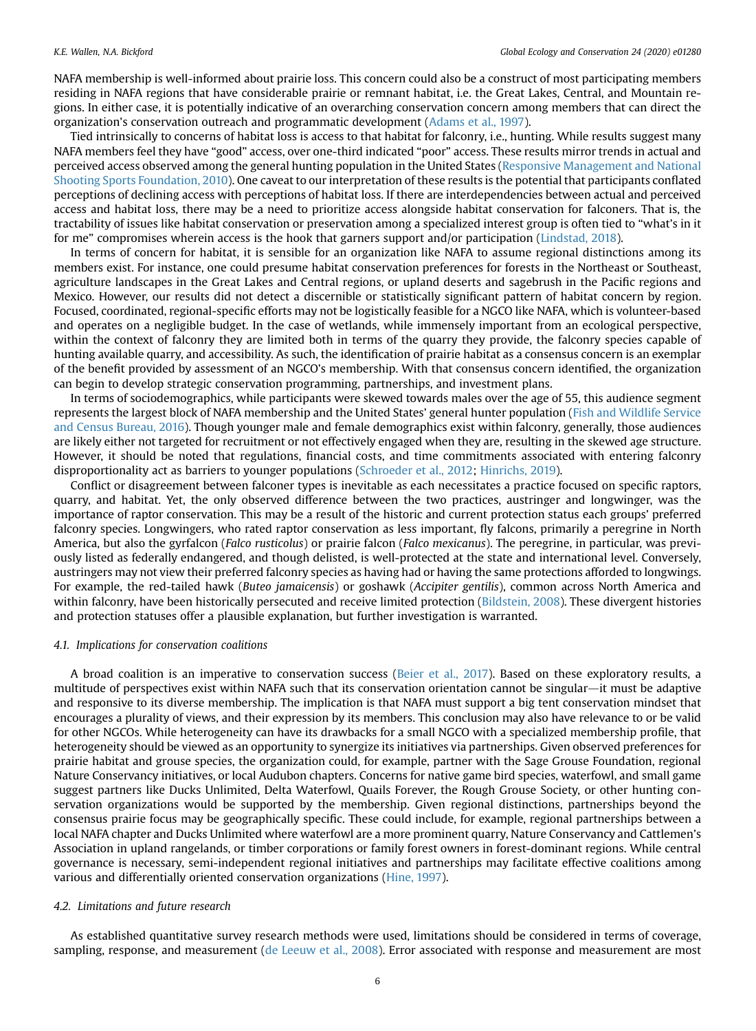NAFA membership is well-informed about prairie loss. This concern could also be a construct of most participating members residing in NAFA regions that have considerable prairie or remnant habitat, i.e. the Great Lakes, Central, and Mountain regions. In either case, it is potentially indicative of an overarching conservation concern among members that can direct the organization's conservation outreach and programmatic development (Adams et al., 1997).

Tied intrinsically to concerns of habitat loss is access to that habitat for falconry, i.e., hunting. While results suggest many NAFA members feel they have "good" access, over one-third indicated "poor" access. These results mirror trends in actual and perceived access observed among the general hunting population in the United States (Responsive Management and National Shooting Sports Foundation, 2010). One caveat to our interpretation of these results is the potential that participants conflated perceptions of declining access with perceptions of habitat loss. If there are interdependencies between actual and perceived access and habitat loss, there may be a need to prioritize access alongside habitat conservation for falconers. That is, the tractability of issues like habitat conservation or preservation among a specialized interest group is often tied to "what's in it for me" compromises wherein access is the hook that garners support and/or participation (Lindstad, 2018).

In terms of concern for habitat, it is sensible for an organization like NAFA to assume regional distinctions among its members exist. For instance, one could presume habitat conservation preferences for forests in the Northeast or Southeast, agriculture landscapes in the Great Lakes and Central regions, or upland deserts and sagebrush in the Pacific regions and Mexico. However, our results did not detect a discernible or statistically significant pattern of habitat concern by region. Focused, coordinated, regional-specific efforts may not be logistically feasible for a NGCO like NAFA, which is volunteer-based and operates on a negligible budget. In the case of wetlands, while immensely important from an ecological perspective, within the context of falconry they are limited both in terms of the quarry they provide, the falconry species capable of hunting available quarry, and accessibility. As such, the identification of prairie habitat as a consensus concern is an exemplar of the benefit provided by assessment of an NGCO's membership. With that consensus concern identified, the organization can begin to develop strategic conservation programming, partnerships, and investment plans.

In terms of sociodemographics, while participants were skewed towards males over the age of 55, this audience segment represents the largest block of NAFA membership and the United States' general hunter population (Fish and Wildlife Service and Census Bureau, 2016). Though younger male and female demographics exist within falconry, generally, those audiences are likely either not targeted for recruitment or not effectively engaged when they are, resulting in the skewed age structure. However, it should be noted that regulations, financial costs, and time commitments associated with entering falconry disproportionality act as barriers to younger populations (Schroeder et al., 2012; Hinrichs, 2019).

Conflict or disagreement between falconer types is inevitable as each necessitates a practice focused on specific raptors, quarry, and habitat. Yet, the only observed difference between the two practices, austringer and longwinger, was the importance of raptor conservation. This may be a result of the historic and current protection status each groups' preferred falconry species. Longwingers, who rated raptor conservation as less important, fly falcons, primarily a peregrine in North America, but also the gyrfalcon (*Falco rusticolus*) or prairie falcon (*Falco mexicanus*). The peregrine, in particular, was previously listed as federally endangered, and though delisted, is well-protected at the state and international level. Conversely, austringers may not view their preferred falconry species as having had or having the same protections afforded to longwings. For example, the red-tailed hawk (*Buteo jamaicensis*) or goshawk (*Accipiter gentilis*), common across North America and within falconry, have been historically persecuted and receive limited protection (Bildstein, 2008). These divergent histories and protection statuses offer a plausible explanation, but further investigation is warranted.

### 4.1. Implications for conservation coalitions

A broad coalition is an imperative to conservation success (Beier et al., 2017). Based on these exploratory results, a multitude of perspectives exist within NAFA such that its conservation orientation cannot be singular—it must be adaptive and responsive to its diverse membership. The implication is that NAFA must support a big tent conservation mindset that encourages a plurality of views, and their expression by its members. This conclusion may also have relevance to or be valid for other NGCOs. While heterogeneity can have its drawbacks for a small NGCO with a specialized membership profile, that heterogeneity should be viewed as an opportunity to synergize its initiatives via partnerships. Given observed preferences for prairie habitat and grouse species, the organization could, for example, partner with the Sage Grouse Foundation, regional Nature Conservancy initiatives, or local Audubon chapters. Concerns for native game bird species, waterfowl, and small game suggest partners like Ducks Unlimited, Delta Waterfowl, Quails Forever, the Rough Grouse Society, or other hunting conservation organizations would be supported by the membership. Given regional distinctions, partnerships beyond the consensus prairie focus may be geographically specific. These could include, for example, regional partnerships between a local NAFA chapter and Ducks Unlimited where waterfowl are a more prominent quarry, Nature Conservancy and Cattlemen's Association in upland rangelands, or timber corporations or family forest owners in forest-dominant regions. While central governance is necessary, semi-independent regional initiatives and partnerships may facilitate effective coalitions among various and differentially oriented conservation organizations (Hine, 1997).

### 4.2. Limitations and future research

As established quantitative survey research methods were used, limitations should be considered in terms of coverage, sampling, response, and measurement (de Leeuw et al., 2008). Error associated with response and measurement are most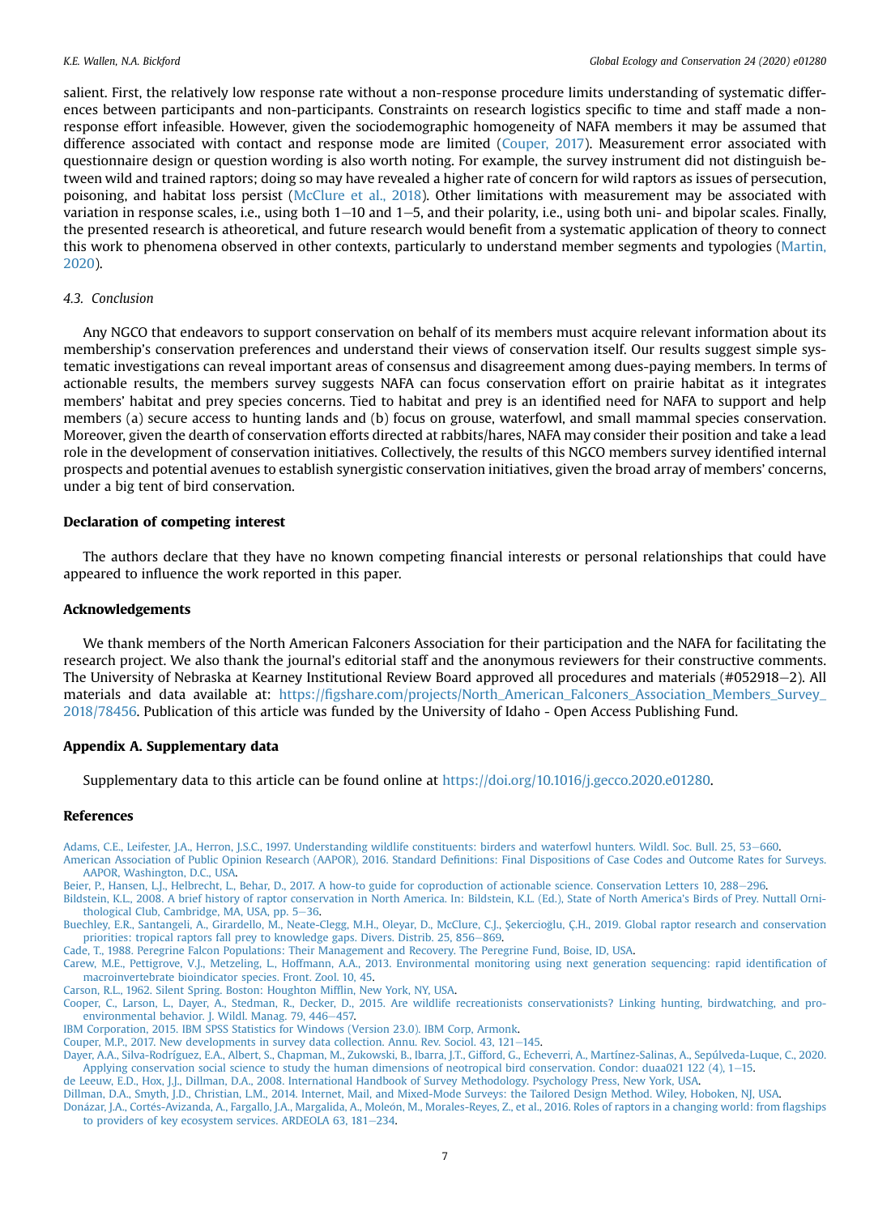salient. First, the relatively low response rate without a non-response procedure limits understanding of systematic differences between participants and non-participants. Constraints on research logistics specific to time and staff made a non-response effort infeasible. However, given the sociodemographic homogeneity of NAFA members it may be assumed that difference associated with contact and response mode are limited (Couper, 2017). Measurement error associated with questionnaire design or question wording is also worth noting. For example, the survey instrument did not distinguish between wild and trained raptors; doing so may have revealed a higher rate of concern for wild raptors as issues of persecution, poisoning, and habitat loss persist (McClure et al., 2018). Other limitations with measurement may be associated with variation in response scales, i.e., using both 1–10 and 1–5, and their polarity, i.e., using both uni- and bipolar scales. Finally, the presented research is atheoretical, and future research would benefit from a systematic application of theory to connect this work to phenomena observed in other contexts, particularly to understand member segments and typologies (Martin, 2020).

### 4.3. Conclusion

Any NGCO that endeavors to support conservation on behalf of its members must acquire relevant information about its membership's conservation preferences and understand their views of conservation itself. Our results suggest simple systematic investigations can reveal important areas of consensus and disagreement among dues-paying members. In terms of actionable results, the members survey suggests NAFA can focus conservation effort on prairie habitat as it integrates members' habitat and prey species concerns. Tied to habitat and prey is an identified need for NAFA to support and help members (a) secure access to hunting lands and (b) focus on grouse, waterfowl, and small mammal species conservation. Moreover, given the dearth of conservation efforts directed at rabbits/hares, NAFA may consider their position and take a lead role in the development of conservation initiatives. Collectively, the results of this NGCO members survey identified internal prospects and potential avenues to establish synergistic conservation initiatives, given the broad array of members' concerns, under a big tent of bird conservation.

## Declaration of competing interest

The authors declare that they have no known competing financial interests or personal relationships that could have appeared to influence the work reported in this paper.

## Acknowledgements

We thank members of the North American Falconers Association for their participation and the NAFA for facilitating the research project. We also thank the journal's editorial staff and the anonymous reviewers for their constructive comments. The University of Nebraska at Kearney Institutional Review Board approved all procedures and materials (#052918–2). All materials and data available at: https://figshare.com/projects/North_American_Falconers_Association_Members_Survey_2018/78456. Publication of this article was funded by the University of Idaho - Open Access Publishing Fund.

## Appendix A. Supplementary data

Supplementary data to this article can be found online at https://doi.org/10.1016/j.gecco.2020.e01280.

## References

Adams, C.E., Leifester, J.A., Herron, J.S.C., 1997. Understanding wildlife constituents: birders and waterfowl hunters. Wildl. Soc. Bull. 25, 53–660.

American Association of Public Opinion Research (AAPOR), 2016. Standard Definitions: Final Dispositions of Case Codes and Outcome Rates for Surveys. AAPOR, Washington, D.C., USA.

Beier, P., Hansen, L.J., Helbrecht, L., Behar, D., 2017. A how-to guide for coproduction of actionable science. Conservation Letters 10, 288–296.

Bildstein, K.L., 2008. A brief history of raptor conservation in North America. In: Bildstein, K.L. (Ed.), State of North America's Birds of Prey. Nuttall Ornithological Club, Cambridge, MA, USA, pp. 5–36.

Buechley, E.R., Santangeli, A., Girardello, M., Neate-Clegg, M.H., Oleyar, D., McClure, C.J., Şekercioğlu, Ç.H., 2019. Global raptor research and conservation priorities: tropical raptors fall prey to knowledge gaps. Divers. Distrib. 25, 856–869.

Cade, T., 1988. Peregrine Falcon Populations: Their Management and Recovery. The Peregrine Fund, Boise, ID, USA.

Carew, M.E., Pettigrove, V.J., Metzeling, L., Hoffmann, A.A., 2013. Environmental monitoring using next generation sequencing: rapid identification of macroinvertebrate bioindicator species. Front. Zool. 10, 45.

Carson, R.L., 1962. Silent Spring. Boston: Houghton Mifflin, New York, NY, USA.

Cooper, C., Larson, L., Dayer, A., Stedman, R., Decker, D., 2015. Are wildlife recreationists conservationists? Linking hunting, birdwatching, and pro-environmental behavior. J. Wildl. Manag. 79, 446–457.

IBM Corporation, 2015. IBM SPSS Statistics for Windows (Version 23.0). IBM Corp, Armonk.

Couper, M.P., 2017. New developments in survey data collection. Annu. Rev. Sociol. 43, 121–145.

Dayer, A.A., Silva-Rodríguez, E.A., Albert, S., Chapman, M., Zukowski, B., Ibarra, J.T., Gifford, G., Echeverri, A., Martínez-Salinas, A., Sepúlveda-Luque, C., 2020. Applying conservation social science to study the human dimensions of neotropical bird conservation. Condor: duaa021 122 (4), 1–15.

de Leeuw, E.D., Hox, J.J., Dillman, D.A., 2008. International Handbook of Survey Methodology. Psychology Press, New York, USA.

Dillman, D.A., Smyth, J.D., Christian, L.M., 2014. Internet, Mail, and Mixed-Mode Surveys: the Tailored Design Method. Wiley, Hoboken, NJ, USA.

Donázar, J.A., Cortés-Avizanda, A., Fargallo, J.A., Margalida, A., Moleón, M., Morales-Reyes, Z., et al., 2016. Roles of raptors in a changing world: from flagships to providers of key ecosystem services. ARDEOLA 63, 181–234.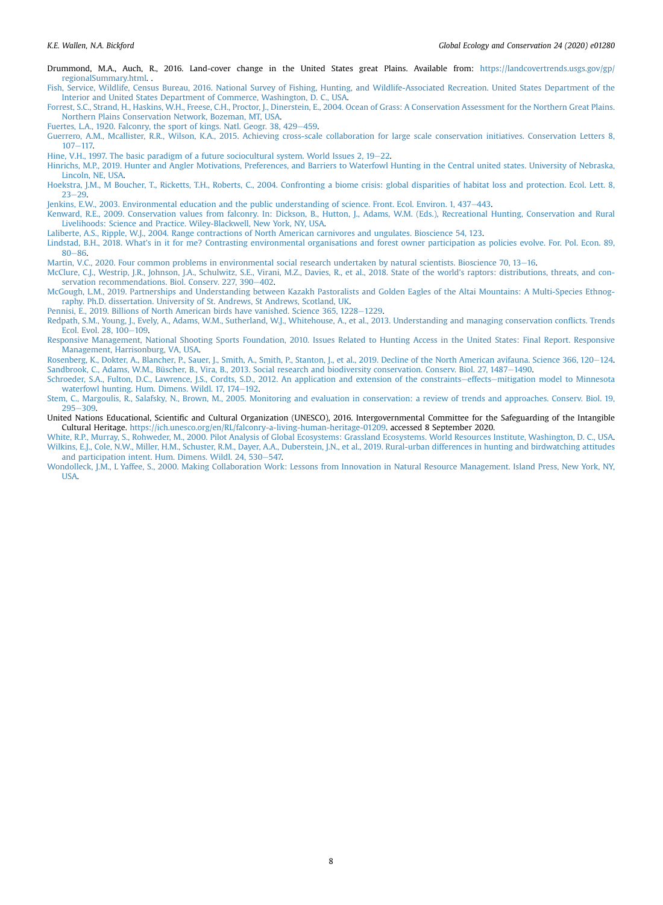Drummond, M.A., Auch, R., 2016. Land-cover change in the United States great Plains. Available from: https://landcovertrends.usgs.gov/gp/regionalSummary.html. .

Fish, Service, Wildlife, Census Bureau, 2016. National Survey of Fishing, Hunting, and Wildlife-Associated Recreation. United States Department of the Interior and United States Department of Commerce, Washington, D. C., USA.

Forrest, S.C., Strand, H., Haskins, W.H., Freese, C.H., Proctor, J., Dinerstein, E., 2004. Ocean of Grass: A Conservation Assessment for the Northern Great Plains. Northern Plains Conservation Network, Bozeman, MT, USA.

Fuertes, L.A., 1920. Falconry, the sport of kings. Natl. Geogr. 38, 429–459.

Guerrero, A.M., Mcallister, R.R., Wilson, K.A., 2015. Achieving cross-scale collaboration for large scale conservation initiatives. Conservation Letters 8, 107–117.

Hine, V.H., 1997. The basic paradigm of a future sociocultural system. World Issues 2, 19–22.

Hinrichs, M.P., 2019. Hunter and Angler Motivations, Preferences, and Barriers to Waterfowl Hunting in the Central united states. University of Nebraska, Lincoln, NE, USA.

Hoekstra, J.M., M Boucher, T., Ricketts, T.H., Roberts, C., 2004. Confronting a biome crisis: global disparities of habitat loss and protection. Ecol. Lett. 8, 23–29.

Jenkins, E.W., 2003. Environmental education and the public understanding of science. Front. Ecol. Environ. 1, 437–443.

Kenward, R.E., 2009. Conservation values from falconry. In: Dickson, B., Hutton, J., Adams, W.M. (Eds.), Recreational Hunting, Conservation and Rural Livelihoods: Science and Practice. Wiley-Blackwell, New York, NY, USA.

Laliberte, A.S., Ripple, W.J., 2004. Range contractions of North American carnivores and ungulates. Bioscience 54, 123.

Lindstad, B.H., 2018. What's in it for me? Contrasting environmental organisations and forest owner participation as policies evolve. For. Pol. Econ. 89, 80–86.

Martin, V.C., 2020. Four common problems in environmental social research undertaken by natural scientists. Bioscience 70, 13–16.

McClure, C.J., Westrip, J.R., Johnson, J.A., Schulwitz, S.E., Virani, M.Z., Davies, R., et al., 2018. State of the world's raptors: distributions, threats, and conservation recommendations. Biol. Conserv. 227, 390–402.

McGough, L.M., 2019. Partnerships and Understanding between Kazakh Pastoralists and Golden Eagles of the Altai Mountains: A Multi-Species Ethnography. Ph.D. dissertation. University of St. Andrews, St Andrews, Scotland, UK.

Pennisi, E., 2019. Billions of North American birds have vanished. Science 365, 1228–1229.

Redpath, S.M., Young, J., Evely, A., Adams, W.M., Sutherland, W.J., Whitehouse, A., et al., 2013. Understanding and managing conservation conflicts. Trends Ecol. Evol. 28, 100–109.

Responsive Management, National Shooting Sports Foundation, 2010. Issues Related to Hunting Access in the United States: Final Report. Responsive Management, Harrisonburg, VA, USA.

Rosenberg, K., Dokter, A., Blancher, P., Sauer, J., Smith, A., Smith, P., Stanton, J., et al., 2019. Decline of the North American avifauna. Science 366, 120–124.

Sandbrook, C., Adams, W.M., Büscher, B., Vira, B., 2013. Social research and biodiversity conservation. Conserv. Biol. 27, 1487–1490.

Schroeder, S.A., Fulton, D.C., Lawrence, J.S., Cordts, S.D., 2012. An application and extension of the constraints–effects–mitigation model to Minnesota waterfowl hunting. Hum. Dimens. Wildl. 17, 174–192.

Stem, C., Margoulis, R., Salafsky, N., Brown, M., 2005. Monitoring and evaluation in conservation: a review of trends and approaches. Conserv. Biol. 19, 295–309.

United Nations Educational, Scientific and Cultural Organization (UNESCO), 2016. Intergovernmental Committee for the Safeguarding of the Intangible Cultural Heritage. https://ich.unesco.org/en/RL/falconry-a-living-human-heritage-01209. accessed 8 September 2020.

White, R.P., Murray, S., Rohweder, M., 2000. Pilot Analysis of Global Ecosystems: Grassland Ecosystems. World Resources Institute, Washington, D. C., USA.

Wilkins, E.J., Cole, N.W., Miller, H.M., Schuster, R.M., Dayer, A.A., Duberstein, J.N., et al., 2019. Rural-urban differences in hunting and birdwatching attitudes and participation intent. Hum. Dimens. Wildl. 24, 530–547.

Wondolleck, J.M., L Yaffee, S., 2000. Making Collaboration Work: Lessons from Innovation in Natural Resource Management. Island Press, New York, NY, USA.